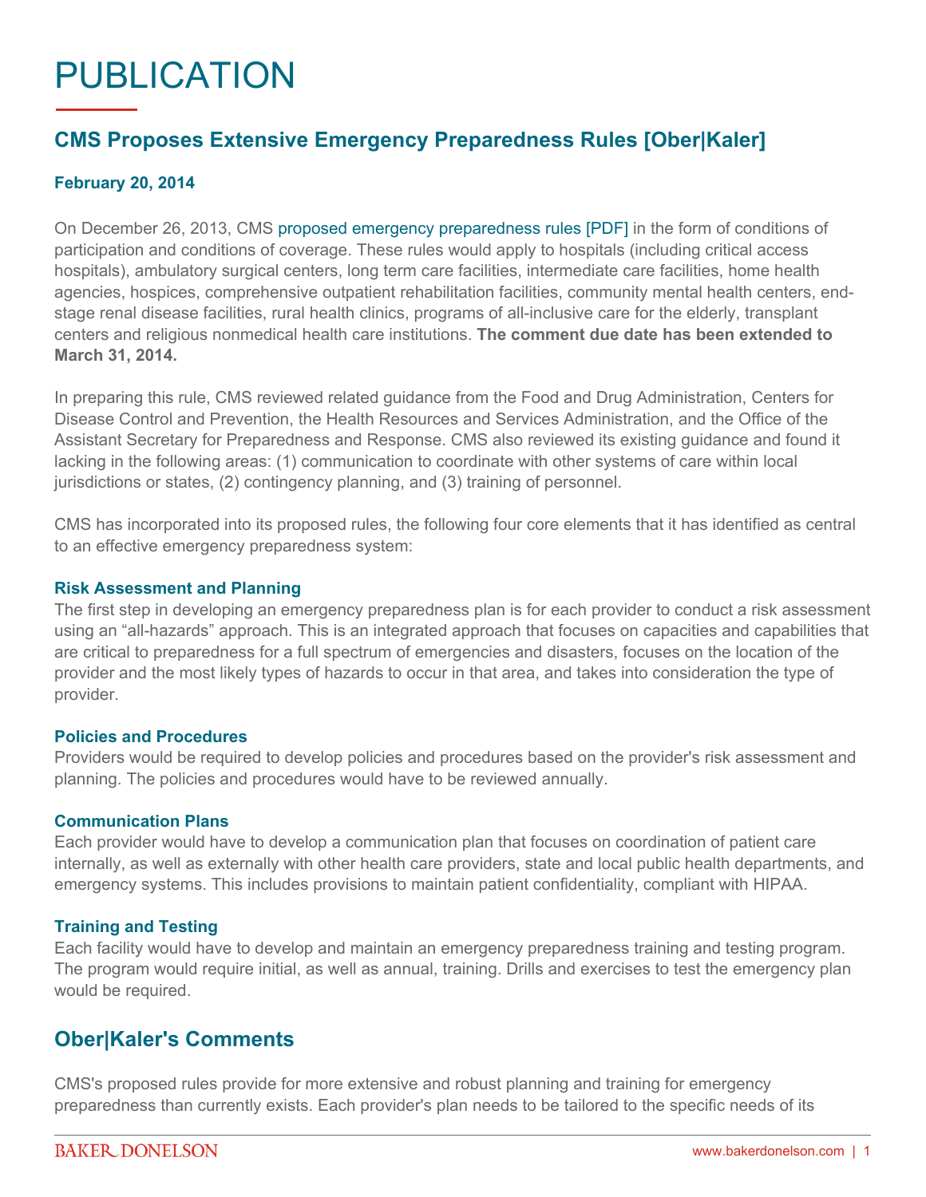# PUBLICATION

## CMS Proposes Extensive Emergency Preparedness Rules [Ober|Kaler]

**February 20, 2014**

On December 26, 2013, CMS proposed emergency preparedness rules [PDF] in the form of conditions of participation and conditions of coverage. These rules would apply to hospitals (including critical access hospitals), ambulatory surgical centers, long term care facilities, intermediate care facilities, home health agencies, hospices, comprehensive outpatient rehabilitation facilities, community mental health centers, end-stage renal disease facilities, rural health clinics, programs of all-inclusive care for the elderly, transplant centers and religious nonmedical health care institutions. **The comment due date has been extended to March 31, 2014.**

In preparing this rule, CMS reviewed related guidance from the Food and Drug Administration, Centers for Disease Control and Prevention, the Health Resources and Services Administration, and the Office of the Assistant Secretary for Preparedness and Response. CMS also reviewed its existing guidance and found it lacking in the following areas: (1) communication to coordinate with other systems of care within local jurisdictions or states, (2) contingency planning, and (3) training of personnel.

CMS has incorporated into its proposed rules, the following four core elements that it has identified as central to an effective emergency preparedness system:

### Risk Assessment and Planning

The first step in developing an emergency preparedness plan is for each provider to conduct a risk assessment using an "all-hazards" approach. This is an integrated approach that focuses on capacities and capabilities that are critical to preparedness for a full spectrum of emergencies and disasters, focuses on the location of the provider and the most likely types of hazards to occur in that area, and takes into consideration the type of provider.

### Policies and Procedures

Providers would be required to develop policies and procedures based on the provider's risk assessment and planning. The policies and procedures would have to be reviewed annually.

### Communication Plans

Each provider would have to develop a communication plan that focuses on coordination of patient care internally, as well as externally with other health care providers, state and local public health departments, and emergency systems. This includes provisions to maintain patient confidentiality, compliant with HIPAA.

### Training and Testing

Each facility would have to develop and maintain an emergency preparedness training and testing program. The program would require initial, as well as annual, training. Drills and exercises to test the emergency plan would be required.

## Ober|Kaler's Comments

CMS's proposed rules provide for more extensive and robust planning and training for emergency preparedness than currently exists. Each provider's plan needs to be tailored to the specific needs of its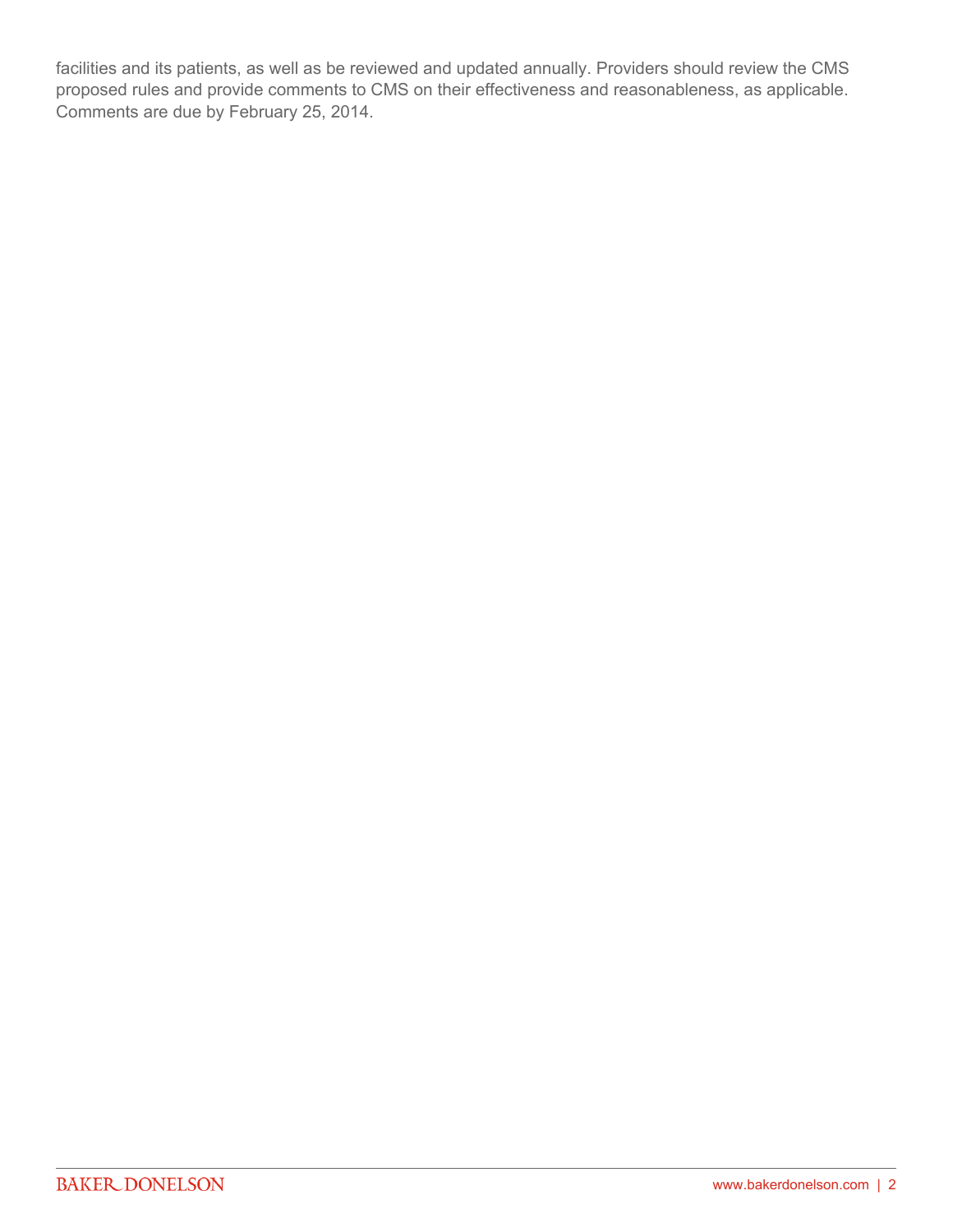facilities and its patients, as well as be reviewed and updated annually. Providers should review the CMS proposed rules and provide comments to CMS on their effectiveness and reasonableness, as applicable. Comments are due by February 25, 2014.